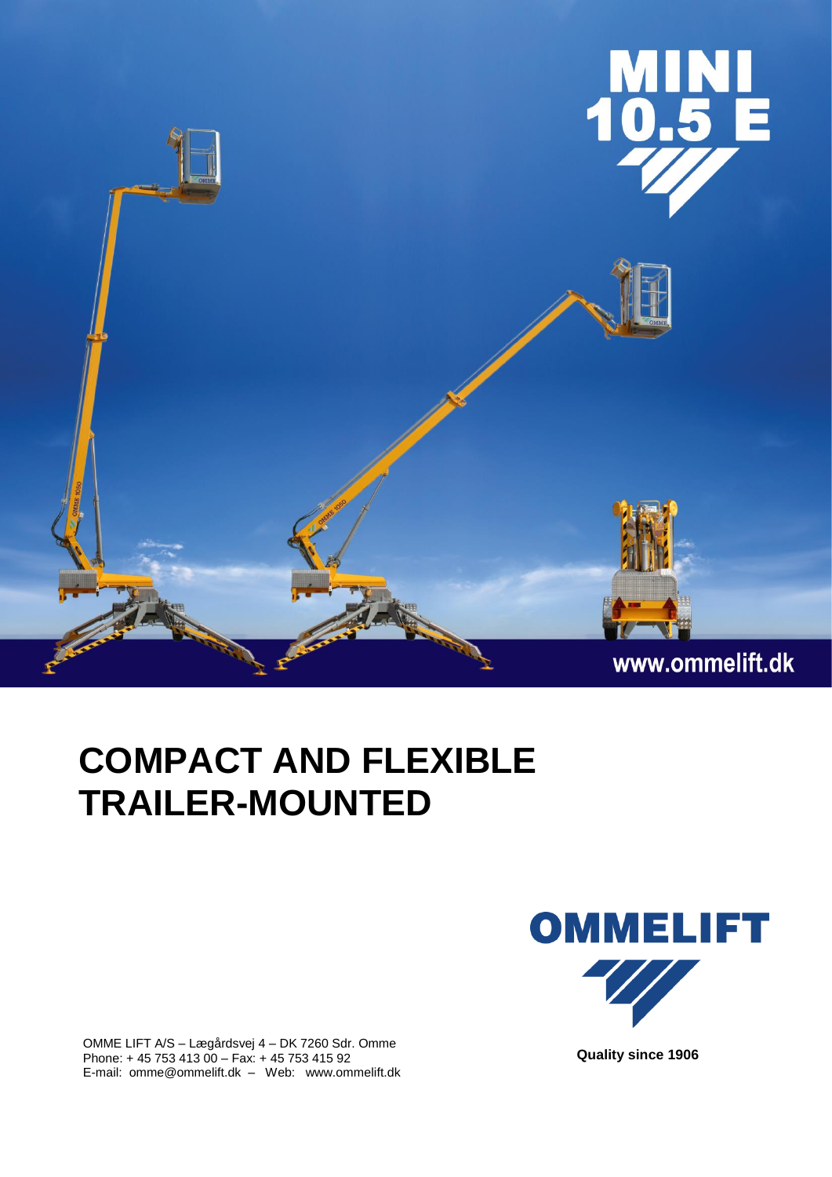MINI 10.5 E

www.ommelift.dk

# COMPACT AND FLEXIBLE TRAILER-MOUNTED

OMMELIFT

**Quality since 1906**

OMME LIFT A/S – Lægårdsvej 4 – DK 7260 Sdr. Omme
Phone: + 45 753 413 00 – Fax: + 45 753 415 92
E-mail: omme@ommelift.dk – Web: www.ommelift.dk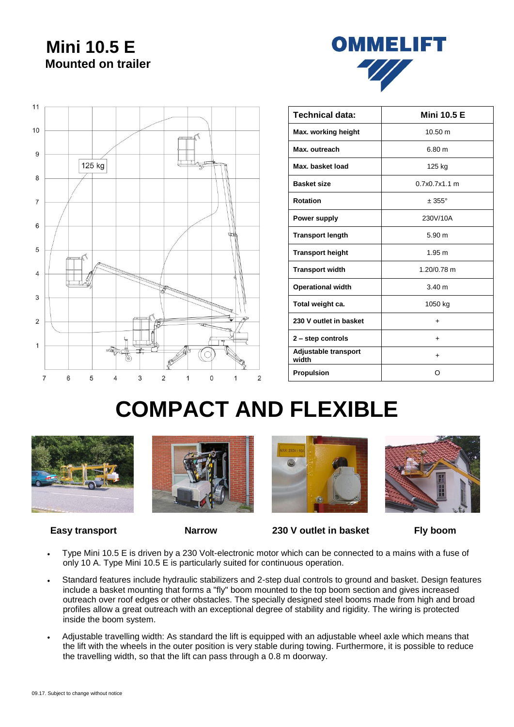# Mini 10.5 E

## Mounted on trailer

OMMELIFT

11
10
9
8
7
6
5
4
3
2
1

125 kg

7 6 5 4 3 2 1 0 1 2

| Technical data: | Mini 10.5 E |
|---|---|
| Max. working height | 10.50 m |
| Max. outreach | 6.80 m |
| Max. basket load | 125 kg |
| Basket size | 0.7x0.7x1.1 m |
| Rotation | ± 355° |
| Power supply | 230V/10A |
| Transport length | 5.90 m |
| Transport height | 1.95 m |
| Transport width | 1.20/0.78 m |
| Operational width | 3.40 m |
| Total weight ca. | 1050 kg |
| 230 V outlet in basket | + |
| 2 – step controls | + |
| Adjustable transport width | + |
| Propulsion | O |

# COMPACT AND FLEXIBLE

**Easy transport**

**Narrow**

**230 V outlet in basket**

**Fly boom**

- Type Mini 10.5 E is driven by a 230 Volt-electronic motor which can be connected to a mains with a fuse of only 10 A. Type Mini 10.5 E is particularly suited for continuous operation.
- Standard features include hydraulic stabilizers and 2-step dual controls to ground and basket. Design features include a basket mounting that forms a "fly" boom mounted to the top boom section and gives increased outreach over roof edges or other obstacles. The specially designed steel booms made from high and broad profiles allow a great outreach with an exceptional degree of stability and rigidity. The wiring is protected inside the boom system.
- Adjustable travelling width: As standard the lift is equipped with an adjustable wheel axle which means that the lift with the wheels in the outer position is very stable during towing. Furthermore, it is possible to reduce the travelling width, so that the lift can pass through a 0.8 m doorway.

09.17. Subject to change without notice